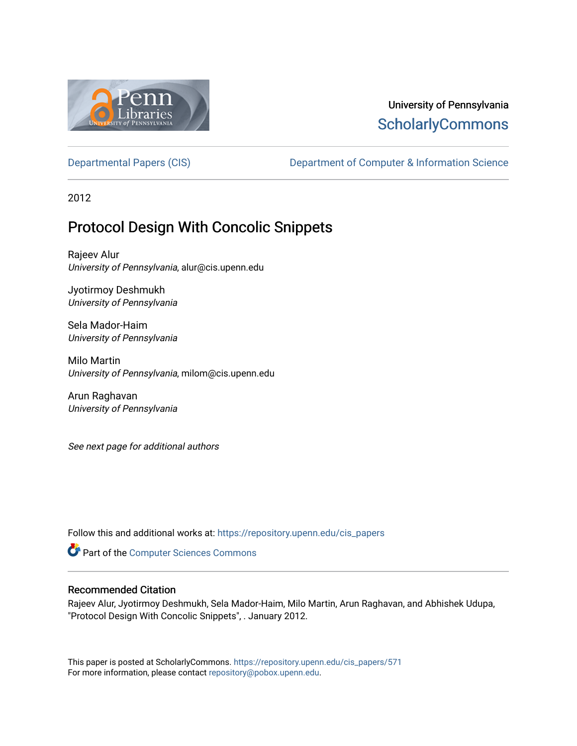University of Pennsylvania
ScholarlyCommons

Departmental Papers (CIS) — Department of Computer & Information Science

2012

# Protocol Design With Concolic Snippets

Rajeev Alur
*University of Pennsylvania*, alur@cis.upenn.edu

Jyotirmoy Deshmukh
*University of Pennsylvania*

Sela Mador-Haim
*University of Pennsylvania*

Milo Martin
*University of Pennsylvania*, milom@cis.upenn.edu

Arun Raghavan
*University of Pennsylvania*

*See next page for additional authors*

Follow this and additional works at: https://repository.upenn.edu/cis_papers

Part of the Computer Sciences Commons

## Recommended Citation

Rajeev Alur, Jyotirmoy Deshmukh, Sela Mador-Haim, Milo Martin, Arun Raghavan, and Abhishek Udupa, "Protocol Design With Concolic Snippets", . January 2012.

This paper is posted at ScholarlyCommons. https://repository.upenn.edu/cis_papers/571
For more information, please contact repository@pobox.upenn.edu.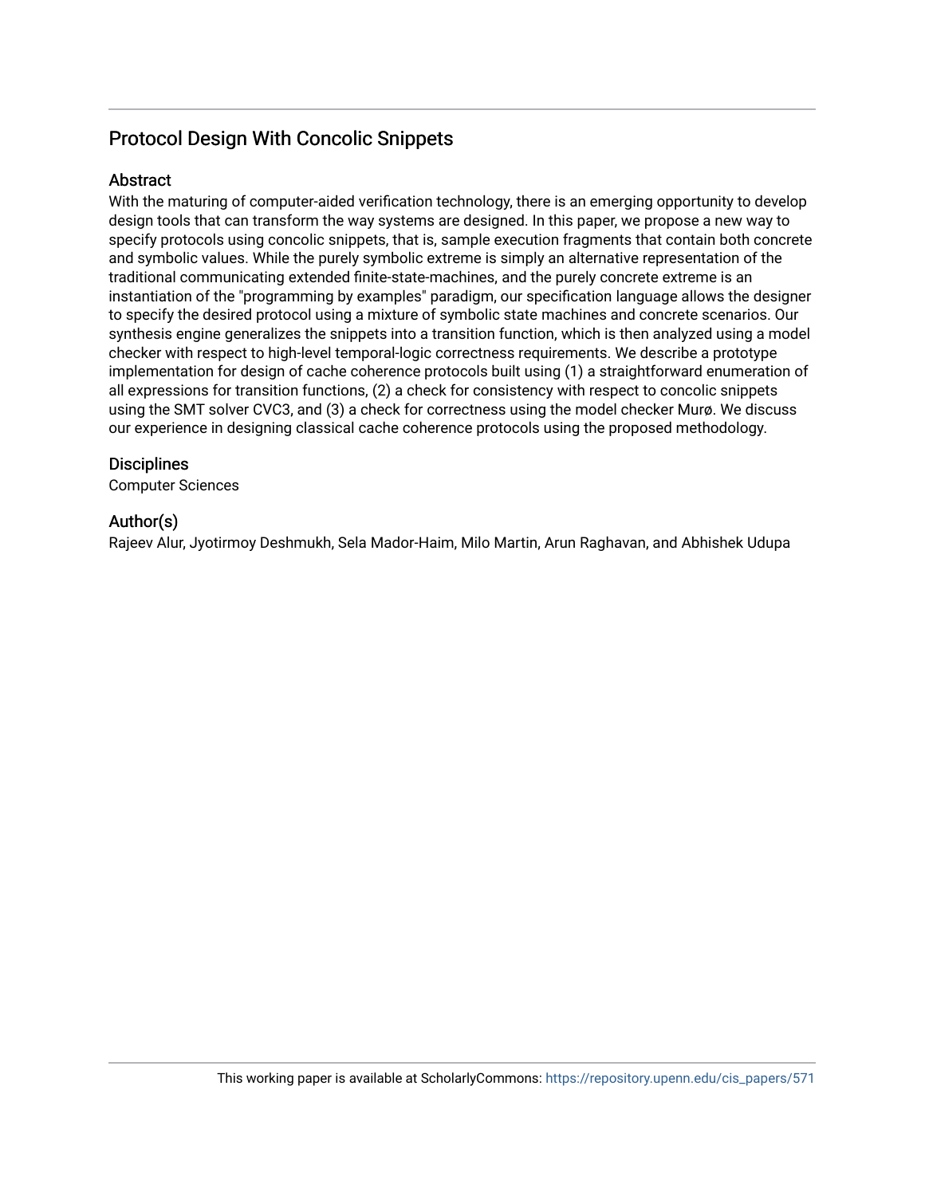# Protocol Design With Concolic Snippets

## Abstract

With the maturing of computer-aided verification technology, there is an emerging opportunity to develop design tools that can transform the way systems are designed. In this paper, we propose a new way to specify protocols using concolic snippets, that is, sample execution fragments that contain both concrete and symbolic values. While the purely symbolic extreme is simply an alternative representation of the traditional communicating extended finite-state-machines, and the purely concrete extreme is an instantiation of the "programming by examples" paradigm, our specification language allows the designer to specify the desired protocol using a mixture of symbolic state machines and concrete scenarios. Our synthesis engine generalizes the snippets into a transition function, which is then analyzed using a model checker with respect to high-level temporal-logic correctness requirements. We describe a prototype implementation for design of cache coherence protocols built using (1) a straightforward enumeration of all expressions for transition functions, (2) a check for consistency with respect to concolic snippets using the SMT solver CVC3, and (3) a check for correctness using the model checker Murø. We discuss our experience in designing classical cache coherence protocols using the proposed methodology.

## Disciplines

Computer Sciences

## Author(s)

Rajeev Alur, Jyotirmoy Deshmukh, Sela Mador-Haim, Milo Martin, Arun Raghavan, and Abhishek Udupa

This working paper is available at ScholarlyCommons: https://repository.upenn.edu/cis_papers/571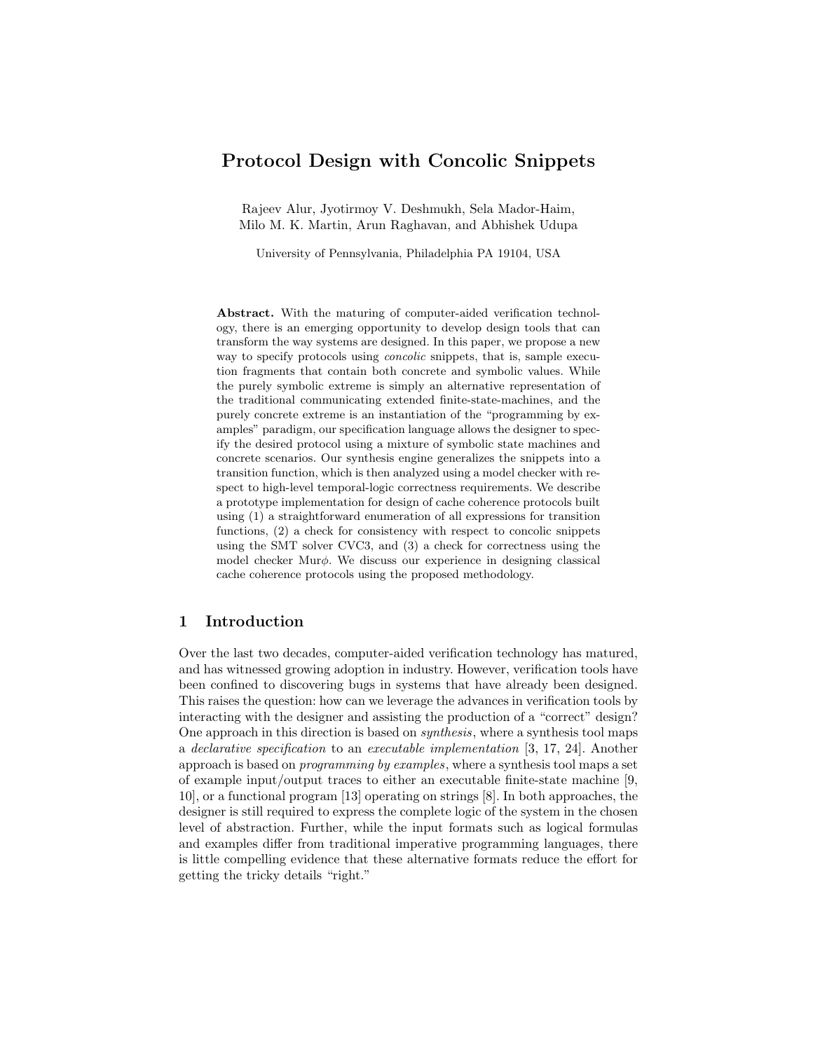# Protocol Design with Concolic Snippets

Rajeev Alur, Jyotirmoy V. Deshmukh, Sela Mador-Haim,
Milo M. K. Martin, Arun Raghavan, and Abhishek Udupa

University of Pennsylvania, Philadelphia PA 19104, USA

**Abstract.** With the maturing of computer-aided verification technology, there is an emerging opportunity to develop design tools that can transform the way systems are designed. In this paper, we propose a new way to specify protocols using *concolic* snippets, that is, sample execution fragments that contain both concrete and symbolic values. While the purely symbolic extreme is simply an alternative representation of the traditional communicating extended finite-state-machines, and the purely concrete extreme is an instantiation of the "programming by examples" paradigm, our specification language allows the designer to specify the desired protocol using a mixture of symbolic state machines and concrete scenarios. Our synthesis engine generalizes the snippets into a transition function, which is then analyzed using a model checker with respect to high-level temporal-logic correctness requirements. We describe a prototype implementation for design of cache coherence protocols built using (1) a straightforward enumeration of all expressions for transition functions, (2) a check for consistency with respect to concolic snippets using the SMT solver CVC3, and (3) a check for correctness using the model checker Mur$\phi$. We discuss our experience in designing classical cache coherence protocols using the proposed methodology.

## 1 Introduction

Over the last two decades, computer-aided verification technology has matured, and has witnessed growing adoption in industry. However, verification tools have been confined to discovering bugs in systems that have already been designed. This raises the question: how can we leverage the advances in verification tools by interacting with the designer and assisting the production of a "correct" design? One approach in this direction is based on *synthesis*, where a synthesis tool maps a *declarative specification* to an *executable implementation* [3, 17, 24]. Another approach is based on *programming by examples*, where a synthesis tool maps a set of example input/output traces to either an executable finite-state machine [9, 10], or a functional program [13] operating on strings [8]. In both approaches, the designer is still required to express the complete logic of the system in the chosen level of abstraction. Further, while the input formats such as logical formulas and examples differ from traditional imperative programming languages, there is little compelling evidence that these alternative formats reduce the effort for getting the tricky details "right."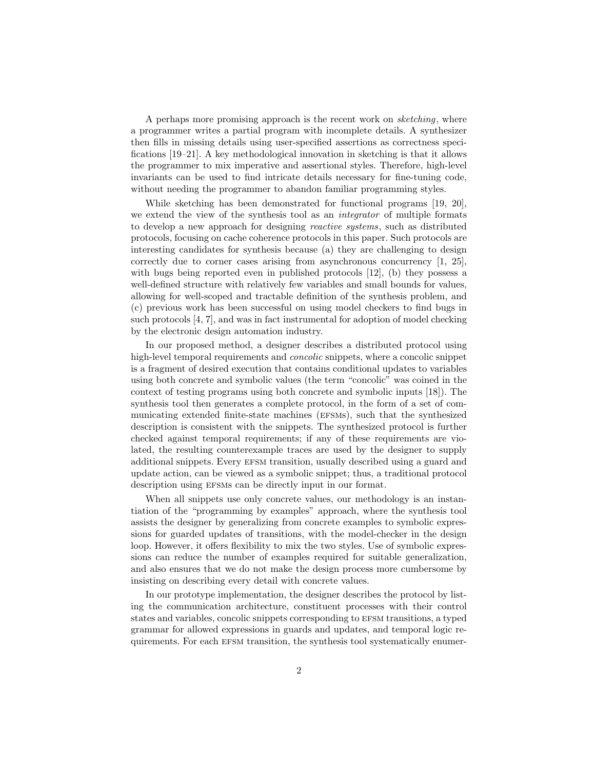A perhaps more promising approach is the recent work on *sketching*, where a programmer writes a partial program with incomplete details. A synthesizer then fills in missing details using user-specified assertions as correctness specifications [19–21]. A key methodological innovation in sketching is that it allows the programmer to mix imperative and assertional styles. Therefore, high-level invariants can be used to find intricate details necessary for fine-tuning code, without needing the programmer to abandon familiar programming styles.

While sketching has been demonstrated for functional programs [19, 20], we extend the view of the synthesis tool as an *integrator* of multiple formats to develop a new approach for designing *reactive systems*, such as distributed protocols, focusing on cache coherence protocols in this paper. Such protocols are interesting candidates for synthesis because (a) they are challenging to design correctly due to corner cases arising from asynchronous concurrency [1, 25], with bugs being reported even in published protocols [12], (b) they possess a well-defined structure with relatively few variables and small bounds for values, allowing for well-scoped and tractable definition of the synthesis problem, and (c) previous work has been successful on using model checkers to find bugs in such protocols [4, 7], and was in fact instrumental for adoption of model checking by the electronic design automation industry.

In our proposed method, a designer describes a distributed protocol using high-level temporal requirements and *concolic* snippets, where a concolic snippet is a fragment of desired execution that contains conditional updates to variables using both concrete and symbolic values (the term "concolic" was coined in the context of testing programs using both concrete and symbolic inputs [18]). The synthesis tool then generates a complete protocol, in the form of a set of communicating extended finite-state machines (EFSMs), such that the synthesized description is consistent with the snippets. The synthesized protocol is further checked against temporal requirements; if any of these requirements are violated, the resulting counterexample traces are used by the designer to supply additional snippets. Every EFSM transition, usually described using a guard and update action, can be viewed as a symbolic snippet; thus, a traditional protocol description using EFSMs can be directly input in our format.

When all snippets use only concrete values, our methodology is an instantiation of the "programming by examples" approach, where the synthesis tool assists the designer by generalizing from concrete examples to symbolic expressions for guarded updates of transitions, with the model-checker in the design loop. However, it offers flexibility to mix the two styles. Use of symbolic expressions can reduce the number of examples required for suitable generalization, and also ensures that we do not make the design process more cumbersome by insisting on describing every detail with concrete values.

In our prototype implementation, the designer describes the protocol by listing the communication architecture, constituent processes with their control states and variables, concolic snippets corresponding to EFSM transitions, a typed grammar for allowed expressions in guards and updates, and temporal logic requirements. For each EFSM transition, the synthesis tool systematically enumer-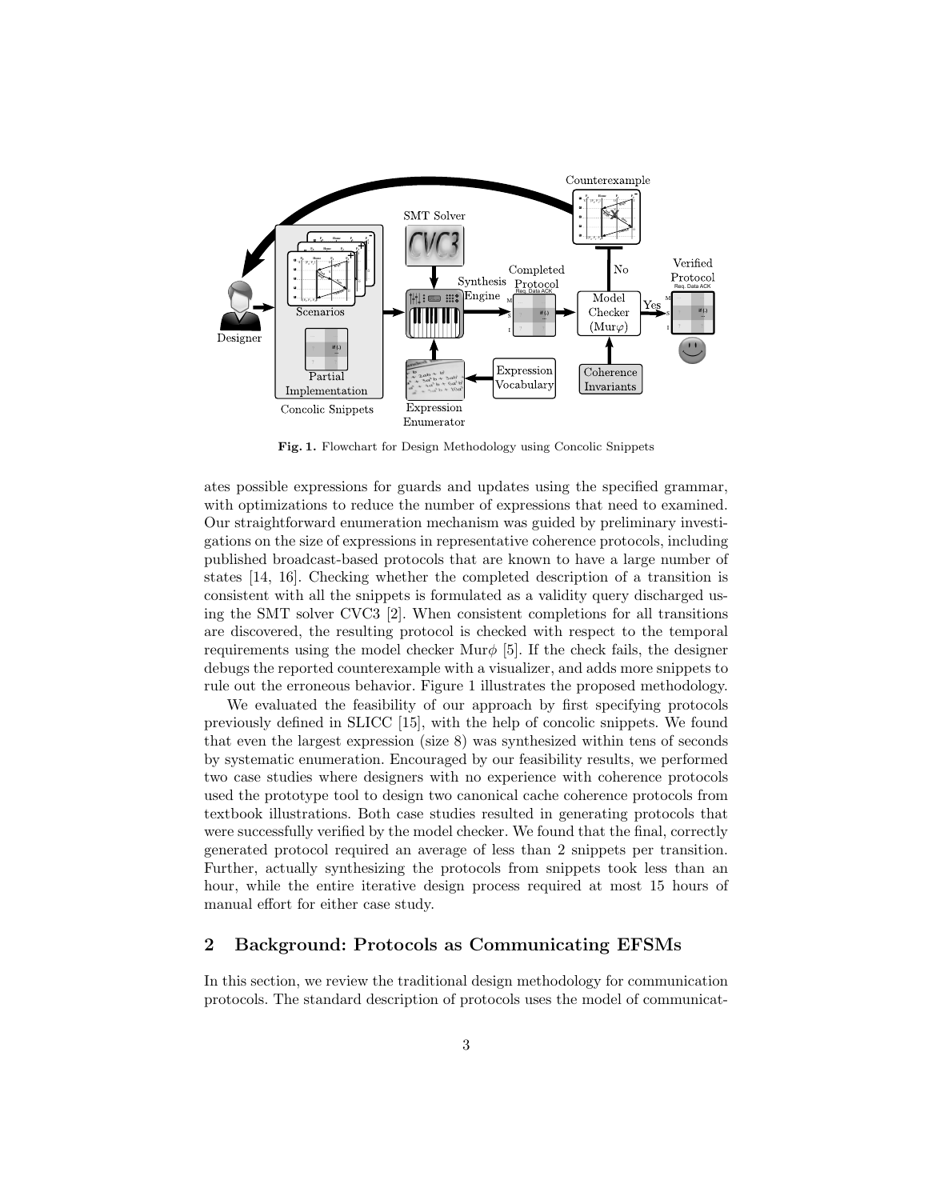Fig. 1. Flowchart for Design Methodology using Concolic Snippets

ates possible expressions for guards and updates using the specified grammar, with optimizations to reduce the number of expressions that need to examined. Our straightforward enumeration mechanism was guided by preliminary investigations on the size of expressions in representative coherence protocols, including published broadcast-based protocols that are known to have a large number of states [14, 16]. Checking whether the completed description of a transition is consistent with all the snippets is formulated as a validity query discharged using the SMT solver CVC3 [2]. When consistent completions for all transitions are discovered, the resulting protocol is checked with respect to the temporal requirements using the model checker Mur$\phi$ [5]. If the check fails, the designer debugs the reported counterexample with a visualizer, and adds more snippets to rule out the erroneous behavior. Figure 1 illustrates the proposed methodology.

We evaluated the feasibility of our approach by first specifying protocols previously defined in SLICC [15], with the help of concolic snippets. We found that even the largest expression (size 8) was synthesized within tens of seconds by systematic enumeration. Encouraged by our feasibility results, we performed two case studies where designers with no experience with coherence protocols used the prototype tool to design two canonical cache coherence protocols from textbook illustrations. Both case studies resulted in generating protocols that were successfully verified by the model checker. We found that the final, correctly generated protocol required an average of less than 2 snippets per transition. Further, actually synthesizing the protocols from snippets took less than an hour, while the entire iterative design process required at most 15 hours of manual effort for either case study.

## 2 Background: Protocols as Communicating EFSMs

In this section, we review the traditional design methodology for communication protocols. The standard description of protocols uses the model of communicat-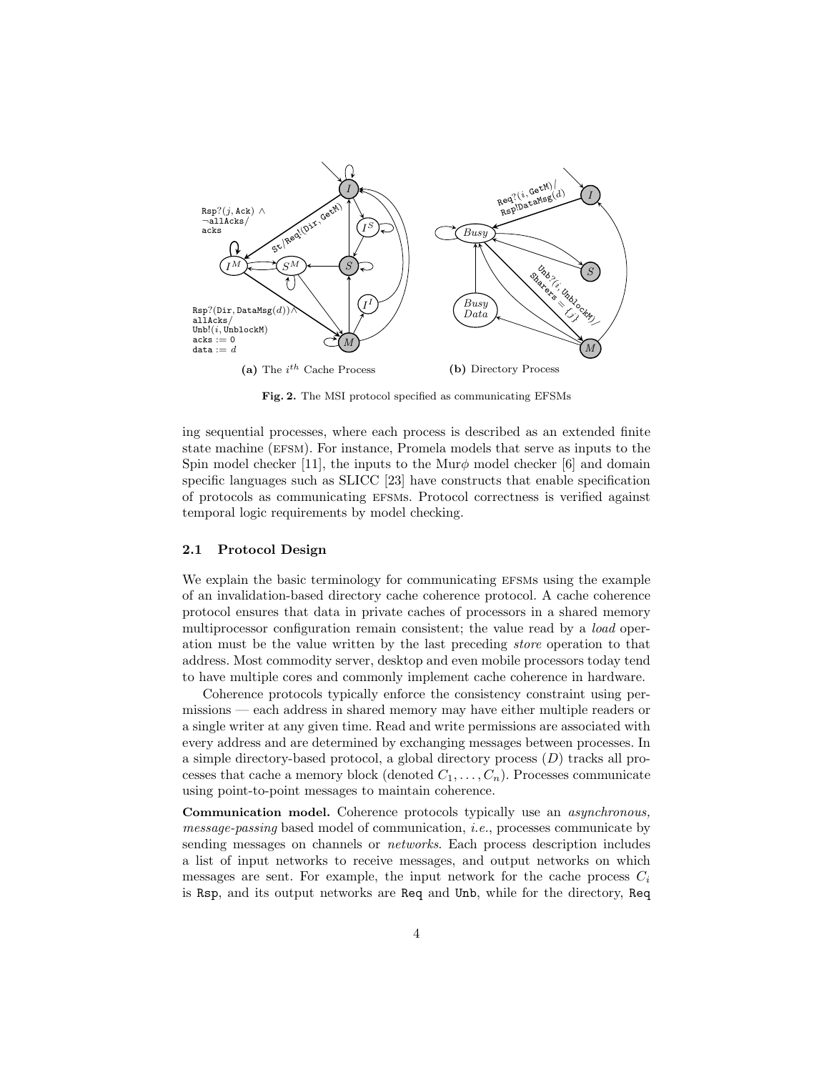Fig. 2. The MSI protocol specified as communicating EFSMs

ing sequential processes, where each process is described as an extended finite state machine (EFSM). For instance, Promela models that serve as inputs to the Spin model checker [11], the inputs to the Mur$\phi$ model checker [6] and domain specific languages such as SLICC [23] have constructs that enable specification of protocols as communicating EFSMs. Protocol correctness is verified against temporal logic requirements by model checking.

### 2.1 Protocol Design

We explain the basic terminology for communicating EFSMs using the example of an invalidation-based directory cache coherence protocol. A cache coherence protocol ensures that data in private caches of processors in a shared memory multiprocessor configuration remain consistent; the value read by a *load* operation must be the value written by the last preceding *store* operation to that address. Most commodity server, desktop and even mobile processors today tend to have multiple cores and commonly implement cache coherence in hardware.

Coherence protocols typically enforce the consistency constraint using permissions — each address in shared memory may have either multiple readers or a single writer at any given time. Read and write permissions are associated with every address and are determined by exchanging messages between processes. In a simple directory-based protocol, a global directory process ($D$) tracks all processes that cache a memory block (denoted $C_1, \ldots, C_n$). Processes communicate using point-to-point messages to maintain coherence.

**Communication model.** Coherence protocols typically use an *asynchronous, message-passing* based model of communication, *i.e.*, processes communicate by sending messages on channels or *networks*. Each process description includes a list of input networks to receive messages, and output networks on which messages are sent. For example, the input network for the cache process $C_i$ is `Rsp`, and its output networks are `Req` and `Unb`, while for the directory, `Req`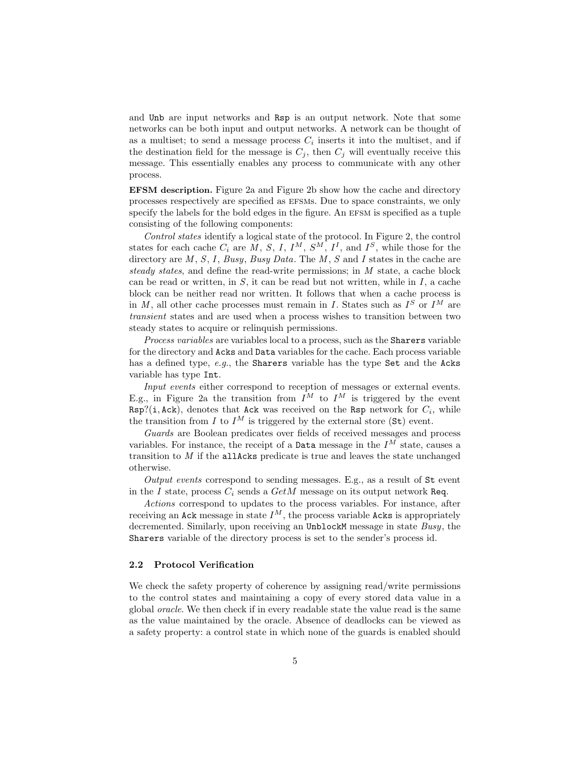and `Unb` are input networks and `Rsp` is an output network. Note that some networks can be both input and output networks. A network can be thought of as a multiset; to send a message process $C_i$ inserts it into the multiset, and if the destination field for the message is $C_j$, then $C_j$ will eventually receive this message. This essentially enables any process to communicate with any other process.

**EFSM description.** Figure 2a and Figure 2b show how the cache and directory processes respectively are specified as EFSMs. Due to space constraints, we only specify the labels for the bold edges in the figure. An EFSM is specified as a tuple consisting of the following components:

*Control states* identify a logical state of the protocol. In Figure 2, the control states for each cache $C_i$ are $M$, $S$, $I$, $I^M$, $S^M$, $I^I$, and $I^S$, while those for the directory are $M$, $S$, $I$, *Busy*, *Busy Data*. The $M$, $S$ and $I$ states in the cache are *steady states*, and define the read-write permissions; in $M$ state, a cache block can be read or written, in $S$, it can be read but not written, while in $I$, a cache block can be neither read nor written. It follows that when a cache process is in $M$, all other cache processes must remain in $I$. States such as $I^S$ or $I^M$ are *transient* states and are used when a process wishes to transition between two steady states to acquire or relinquish permissions.

*Process variables* are variables local to a process, such as the `Sharers` variable for the directory and `Acks` and `Data` variables for the cache. Each process variable has a defined type, *e.g.*, the `Sharers` variable has the type `Set` and the `Acks` variable has type `Int`.

*Input events* either correspond to reception of messages or external events. E.g., in Figure 2a the transition from $I^M$ to $I^M$ is triggered by the event `Rsp?(i, Ack)`, denotes that `Ack` was received on the `Rsp` network for $C_i$, while the transition from $I$ to $I^M$ is triggered by the external store (`St`) event.

*Guards* are Boolean predicates over fields of received messages and process variables. For instance, the receipt of a `Data` message in the $I^M$ state, causes a transition to $M$ if the `allAcks` predicate is true and leaves the state unchanged otherwise.

*Output events* correspond to sending messages. E.g., as a result of `St` event in the $I$ state, process $C_i$ sends a *GetM* message on its output network `Req`.

*Actions* correspond to updates to the process variables. For instance, after receiving an `Ack` message in state $I^M$, the process variable `Acks` is appropriately decremented. Similarly, upon receiving an `UnblockM` message in state *Busy*, the `Sharers` variable of the directory process is set to the sender's process id.

### 2.2 Protocol Verification

We check the safety property of coherence by assigning read/write permissions to the control states and maintaining a copy of every stored data value in a global *oracle*. We then check if in every readable state the value read is the same as the value maintained by the oracle. Absence of deadlocks can be viewed as a safety property: a control state in which none of the guards is enabled should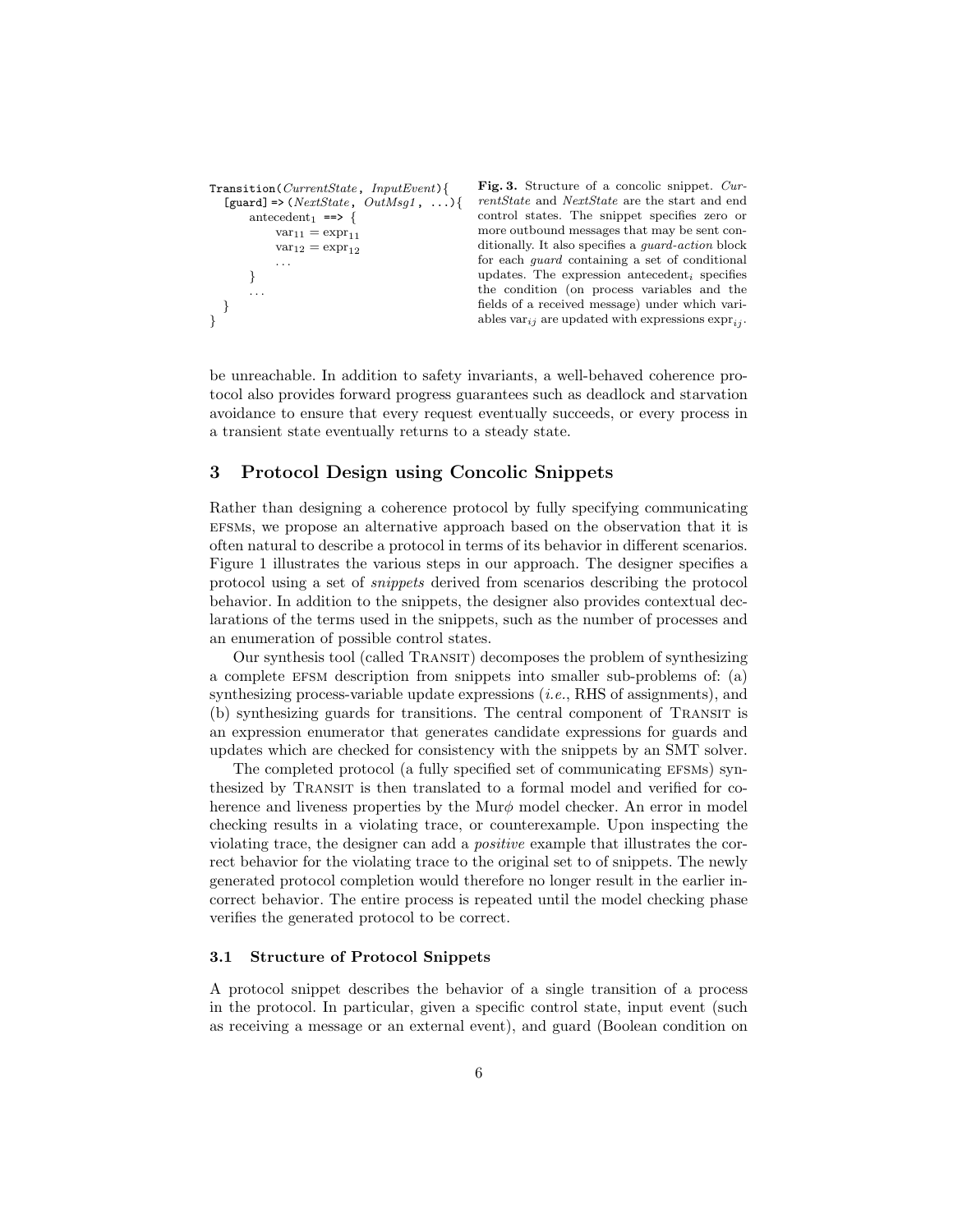```
Transition(CurrentState, InputEvent){
  [guard] => (NextState, OutMsg1, ...){
      antecedent_1 ==> {
          var_11 = expr_11
          var_12 = expr_12
          ...
      }
      ...
  }
}
```

**Fig. 3.** Structure of a concolic snippet. *CurrentState* and *NextState* are the start and end control states. The snippet specifies zero or more outbound messages that may be sent conditionally. It also specifies a *guard-action* block for each *guard* containing a set of conditional updates. The expression antecedent$_i$ specifies the condition (on process variables and the fields of a received message) under which variables var$_{ij}$ are updated with expressions expr$_{ij}$.

be unreachable. In addition to safety invariants, a well-behaved coherence protocol also provides forward progress guarantees such as deadlock and starvation avoidance to ensure that every request eventually succeeds, or every process in a transient state eventually returns to a steady state.

## 3 Protocol Design using Concolic Snippets

Rather than designing a coherence protocol by fully specifying communicating EFSMs, we propose an alternative approach based on the observation that it is often natural to describe a protocol in terms of its behavior in different scenarios. Figure 1 illustrates the various steps in our approach. The designer specifies a protocol using a set of *snippets* derived from scenarios describing the protocol behavior. In addition to the snippets, the designer also provides contextual declarations of the terms used in the snippets, such as the number of processes and an enumeration of possible control states.

Our synthesis tool (called TRANSIT) decomposes the problem of synthesizing a complete EFSM description from snippets into smaller sub-problems of: (a) synthesizing process-variable update expressions (*i.e.*, RHS of assignments), and (b) synthesizing guards for transitions. The central component of TRANSIT is an expression enumerator that generates candidate expressions for guards and updates which are checked for consistency with the snippets by an SMT solver.

The completed protocol (a fully specified set of communicating EFSMs) synthesized by TRANSIT is then translated to a formal model and verified for coherence and liveness properties by the Mur$\phi$ model checker. An error in model checking results in a violating trace, or counterexample. Upon inspecting the violating trace, the designer can add a *positive* example that illustrates the correct behavior for the violating trace to the original set to of snippets. The newly generated protocol completion would therefore no longer result in the earlier incorrect behavior. The entire process is repeated until the model checking phase verifies the generated protocol to be correct.

### 3.1 Structure of Protocol Snippets

A protocol snippet describes the behavior of a single transition of a process in the protocol. In particular, given a specific control state, input event (such as receiving a message or an external event), and guard (Boolean condition on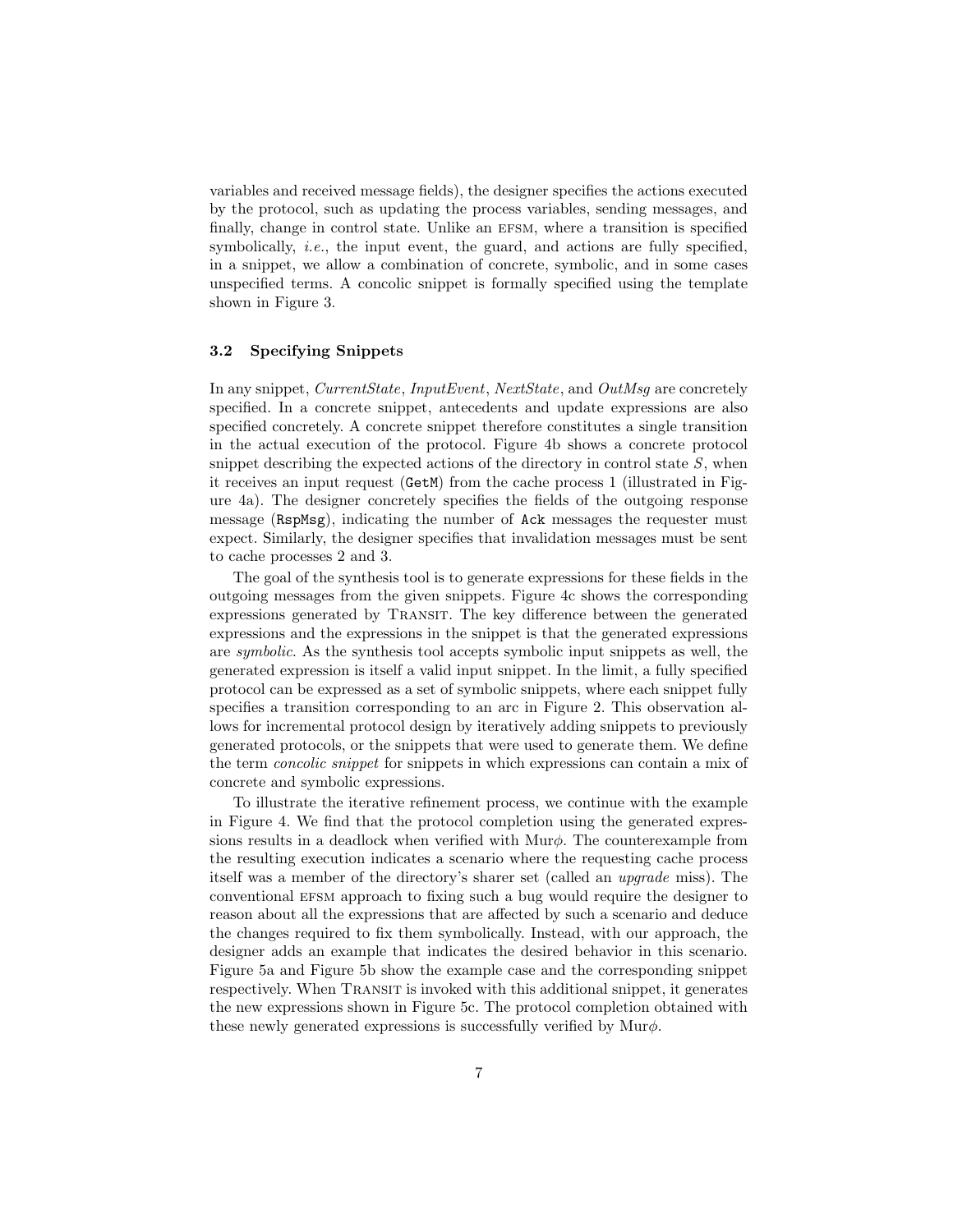variables and received message fields), the designer specifies the actions executed by the protocol, such as updating the process variables, sending messages, and finally, change in control state. Unlike an EFSM, where a transition is specified symbolically, *i.e.*, the input event, the guard, and actions are fully specified, in a snippet, we allow a combination of concrete, symbolic, and in some cases unspecified terms. A concolic snippet is formally specified using the template shown in Figure 3.

### 3.2 Specifying Snippets

In any snippet, *CurrentState*, *InputEvent*, *NextState*, and *OutMsg* are concretely specified. In a concrete snippet, antecedents and update expressions are also specified concretely. A concrete snippet therefore constitutes a single transition in the actual execution of the protocol. Figure 4b shows a concrete protocol snippet describing the expected actions of the directory in control state $S$, when it receives an input request (`GetM`) from the cache process 1 (illustrated in Figure 4a). The designer concretely specifies the fields of the outgoing response message (`RspMsg`), indicating the number of `Ack` messages the requester must expect. Similarly, the designer specifies that invalidation messages must be sent to cache processes 2 and 3.

The goal of the synthesis tool is to generate expressions for these fields in the outgoing messages from the given snippets. Figure 4c shows the corresponding expressions generated by TRANSIT. The key difference between the generated expressions and the expressions in the snippet is that the generated expressions are *symbolic*. As the synthesis tool accepts symbolic input snippets as well, the generated expression is itself a valid input snippet. In the limit, a fully specified protocol can be expressed as a set of symbolic snippets, where each snippet fully specifies a transition corresponding to an arc in Figure 2. This observation allows for incremental protocol design by iteratively adding snippets to previously generated protocols, or the snippets that were used to generate them. We define the term *concolic snippet* for snippets in which expressions can contain a mix of concrete and symbolic expressions.

To illustrate the iterative refinement process, we continue with the example in Figure 4. We find that the protocol completion using the generated expressions results in a deadlock when verified with Mur$\phi$. The counterexample from the resulting execution indicates a scenario where the requesting cache process itself was a member of the directory's sharer set (called an *upgrade* miss). The conventional EFSM approach to fixing such a bug would require the designer to reason about all the expressions that are affected by such a scenario and deduce the changes required to fix them symbolically. Instead, with our approach, the designer adds an example that indicates the desired behavior in this scenario. Figure 5a and Figure 5b show the example case and the corresponding snippet respectively. When TRANSIT is invoked with this additional snippet, it generates the new expressions shown in Figure 5c. The protocol completion obtained with these newly generated expressions is successfully verified by Mur$\phi$.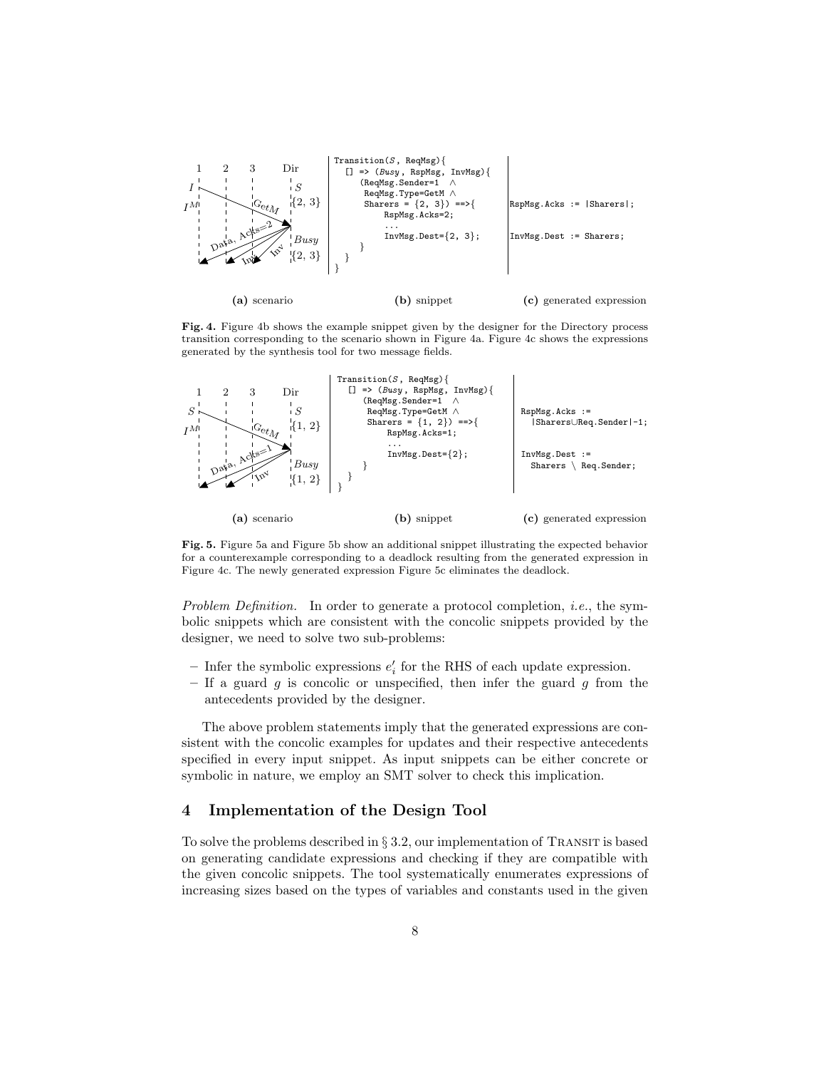```
Transition(S, ReqMsg){
  [] => (Busy, RspMsg, InvMsg){
     (ReqMsg.Sender=1  ∧
      ReqMsg.Type=GetM ∧
      Sharers = {2, 3}) ==>{
          RspMsg.Acks=2;
          ...
          InvMsg.Dest={2, 3};
     }
  }
}
```

```
RspMsg.Acks := |Sharers|;

InvMsg.Dest := Sharers;
```

(a) scenario (b) snippet (c) generated expression

**Fig. 4.** Figure 4b shows the example snippet given by the designer for the Directory process transition corresponding to the scenario shown in Figure 4a. Figure 4c shows the expressions generated by the synthesis tool for two message fields.

```
Transition(S, ReqMsg){
  [] => (Busy, RspMsg, InvMsg){
     (ReqMsg.Sender=1  ∧
      ReqMsg.Type=GetM ∧
      Sharers = {1, 2}) ==>{
          RspMsg.Acks=1;
          ...
          InvMsg.Dest={2};
     }
  }
}
```

```
RspMsg.Acks :=
  |Sharers∪Req.Sender|-1;

InvMsg.Dest :=
  Sharers \ Req.Sender;
```

(a) scenario (b) snippet (c) generated expression

**Fig. 5.** Figure 5a and Figure 5b show an additional snippet illustrating the expected behavior for a counterexample corresponding to a deadlock resulting from the generated expression in Figure 4c. The newly generated expression Figure 5c eliminates the deadlock.

*Problem Definition.* In order to generate a protocol completion, *i.e.*, the symbolic snippets which are consistent with the concolic snippets provided by the designer, we need to solve two sub-problems:

- Infer the symbolic expressions $e'_i$ for the RHS of each update expression.
- If a guard $g$ is concolic or unspecified, then infer the guard $g$ from the antecedents provided by the designer.

The above problem statements imply that the generated expressions are consistent with the concolic examples for updates and their respective antecedents specified in every input snippet. As input snippets can be either concrete or symbolic in nature, we employ an SMT solver to check this implication.

## 4 Implementation of the Design Tool

To solve the problems described in § 3.2, our implementation of TRANSIT is based on generating candidate expressions and checking if they are compatible with the given concolic snippets. The tool systematically enumerates expressions of increasing sizes based on the types of variables and constants used in the given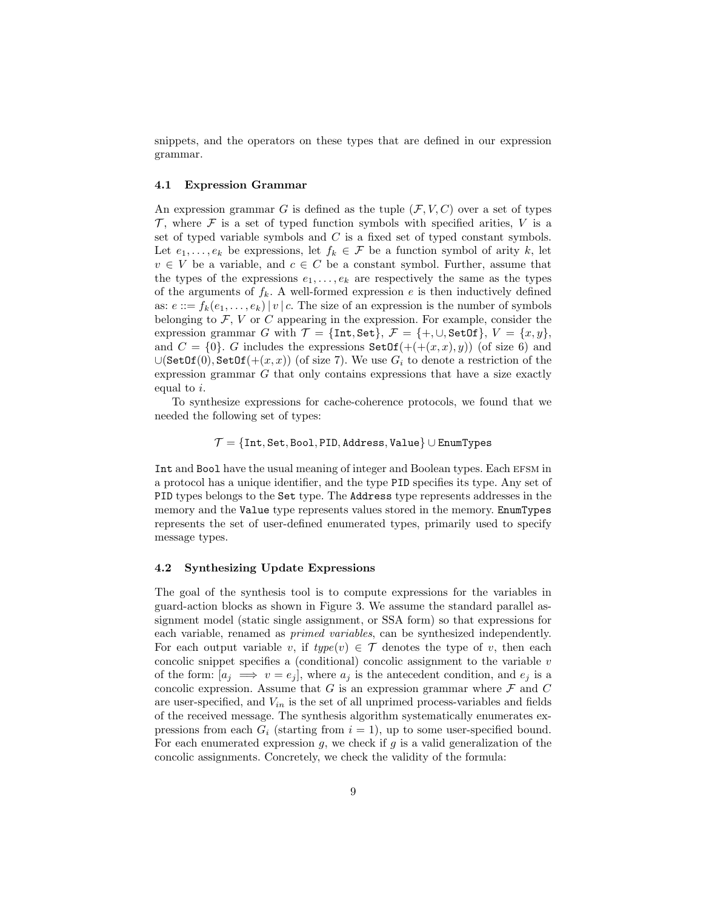snippets, and the operators on these types that are defined in our expression grammar.

### 4.1 Expression Grammar

An expression grammar $G$ is defined as the tuple $(\mathcal{F}, V, C)$ over a set of types $\mathcal{T}$, where $\mathcal{F}$ is a set of typed function symbols with specified arities, $V$ is a set of typed variable symbols and $C$ is a fixed set of typed constant symbols. Let $e_1, \ldots, e_k$ be expressions, let $f_k \in \mathcal{F}$ be a function symbol of arity $k$, let $v \in V$ be a variable, and $c \in C$ be a constant symbol. Further, assume that the types of the expressions $e_1, \ldots, e_k$ are respectively the same as the types of the arguments of $f_k$. A well-formed expression $e$ is then inductively defined as: $e ::= f_k(e_1, \ldots, e_k) \,|\, v \,|\, c$. The size of an expression is the number of symbols belonging to $\mathcal{F}$, $V$ or $C$ appearing in the expression. For example, consider the expression grammar $G$ with $\mathcal{T} = \{\texttt{Int}, \texttt{Set}\}$, $\mathcal{F} = \{+, \cup, \texttt{SetOf}\}$, $V = \{x, y\}$, and $C = \{0\}$. $G$ includes the expressions $\texttt{SetOf}(+(+(x, x), y))$ (of size 6) and $\cup(\texttt{SetOf}(0), \texttt{SetOf}(+(x, x))$ (of size 7). We use $G_i$ to denote a restriction of the expression grammar $G$ that only contains expressions that have a size exactly equal to $i$.

To synthesize expressions for cache-coherence protocols, we found that we needed the following set of types:

$$\mathcal{T} = \{\texttt{Int}, \texttt{Set}, \texttt{Bool}, \texttt{PID}, \texttt{Address}, \texttt{Value}\} \cup \texttt{EnumTypes}$$

`Int` and `Bool` have the usual meaning of integer and Boolean types. Each EFSM in a protocol has a unique identifier, and the type `PID` specifies its type. Any set of `PID` types belongs to the `Set` type. The `Address` type represents addresses in the memory and the `Value` type represents values stored in the memory. `EnumTypes` represents the set of user-defined enumerated types, primarily used to specify message types.

### 4.2 Synthesizing Update Expressions

The goal of the synthesis tool is to compute expressions for the variables in guard-action blocks as shown in Figure 3. We assume the standard parallel assignment model (static single assignment, or SSA form) so that expressions for each variable, renamed as *primed variables*, can be synthesized independently. For each output variable $v$, if $\mathit{type}(v) \in \mathcal{T}$ denotes the type of $v$, then each concolic snippet specifies a (conditional) concolic assignment to the variable $v$ of the form: $[a_j \implies v = e_j]$, where $a_j$ is the antecedent condition, and $e_j$ is a concolic expression. Assume that $G$ is an expression grammar where $\mathcal{F}$ and $C$ are user-specified, and $V_{in}$ is the set of all unprimed process-variables and fields of the received message. The synthesis algorithm systematically enumerates expressions from each $G_i$ (starting from $i = 1$), up to some user-specified bound. For each enumerated expression $g$, we check if $g$ is a valid generalization of the concolic assignments. Concretely, we check the validity of the formula: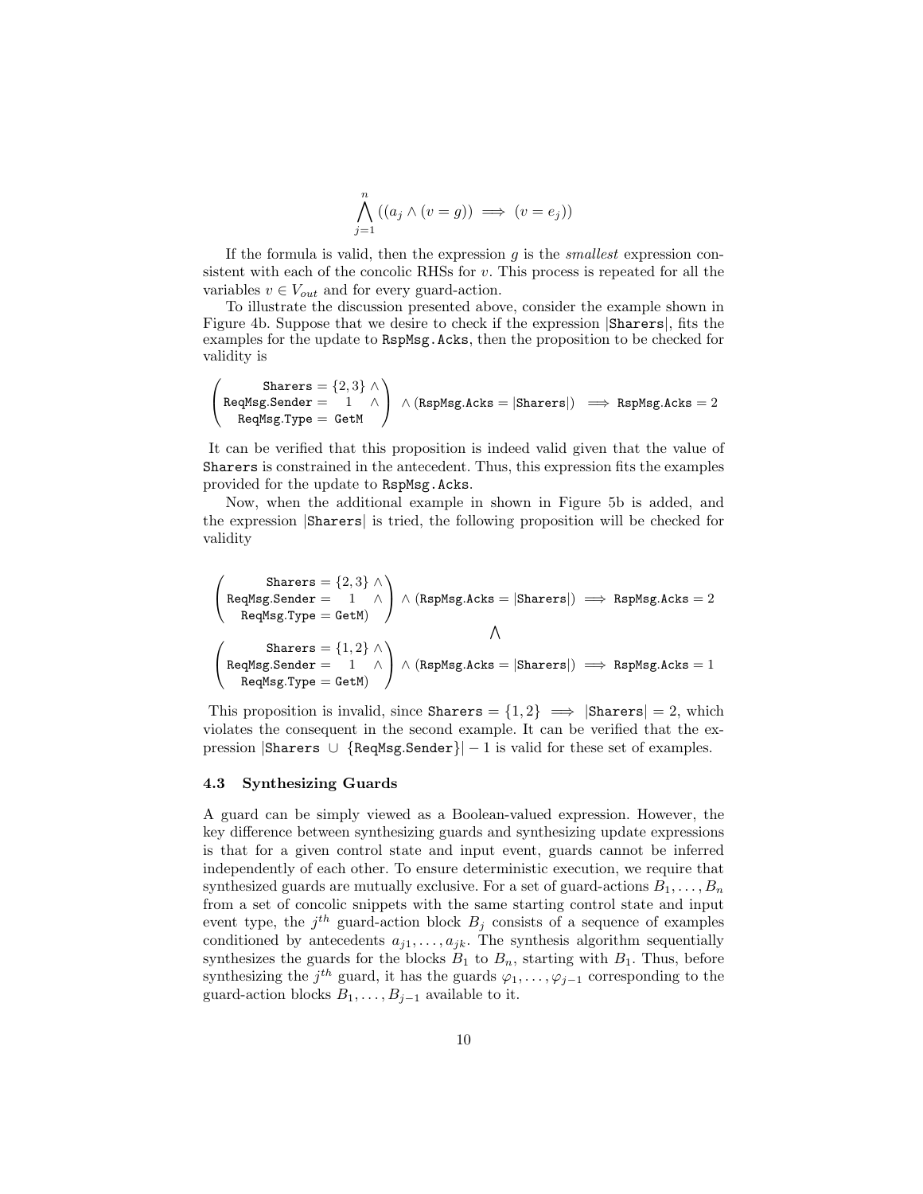$$\bigwedge_{j=1}^{n} ((a_j \wedge (v = g)) \implies (v = e_j))$$

If the formula is valid, then the expression $g$ is the *smallest* expression consistent with each of the concolic RHSs for $v$. This process is repeated for all the variables $v \in V_{out}$ and for every guard-action.

To illustrate the discussion presented above, consider the example shown in Figure 4b. Suppose that we desire to check if the expression |Sharers|, fits the examples for the update to RspMsg.Acks, then the proposition to be checked for validity is

$$\begin{pmatrix} \texttt{Sharers} = \{2,3\} \wedge \\ \texttt{ReqMsg.Sender} = \quad 1 \quad \wedge \\ \texttt{ReqMsg.Type} = \texttt{GetM} \end{pmatrix} \wedge (\texttt{RspMsg.Acks} = |\texttt{Sharers}|) \implies \texttt{RspMsg.Acks} = 2$$

It can be verified that this proposition is indeed valid given that the value of Sharers is constrained in the antecedent. Thus, this expression fits the examples provided for the update to RspMsg.Acks.

Now, when the additional example in shown in Figure 5b is added, and the expression |Sharers| is tried, the following proposition will be checked for validity

$$\begin{pmatrix} \texttt{Sharers} = \{2,3\} \wedge \\ \texttt{ReqMsg.Sender} = \quad 1 \quad \wedge \\ \texttt{ReqMsg.Type} = \texttt{GetM)} \end{pmatrix} \wedge (\texttt{RspMsg.Acks} = |\texttt{Sharers}|) \implies \texttt{RspMsg.Acks} = 2$$

$$\bigwedge$$

$$\begin{pmatrix} \texttt{Sharers} = \{1,2\} \wedge \\ \texttt{ReqMsg.Sender} = \quad 1 \quad \wedge \\ \texttt{ReqMsg.Type} = \texttt{GetM)} \end{pmatrix} \wedge (\texttt{RspMsg.Acks} = |\texttt{Sharers}|) \implies \texttt{RspMsg.Acks} = 1$$

This proposition is invalid, since $\texttt{Sharers} = \{1,2\} \implies |\texttt{Sharers}| = 2$, which violates the consequent in the second example. It can be verified that the expression $|\texttt{Sharers} \ \cup \ \{\texttt{ReqMsg.Sender}\}| - 1$ is valid for these set of examples.

### 4.3 Synthesizing Guards

A guard can be simply viewed as a Boolean-valued expression. However, the key difference between synthesizing guards and synthesizing update expressions is that for a given control state and input event, guards cannot be inferred independently of each other. To ensure deterministic execution, we require that synthesized guards are mutually exclusive. For a set of guard-actions $B_1, \ldots, B_n$ from a set of concolic snippets with the same starting control state and input event type, the $j^{th}$ guard-action block $B_j$ consists of a sequence of examples conditioned by antecedents $a_{j1}, \ldots, a_{jk}$. The synthesis algorithm sequentially synthesizes the guards for the blocks $B_1$ to $B_n$, starting with $B_1$. Thus, before synthesizing the $j^{th}$ guard, it has the guards $\varphi_1, \ldots, \varphi_{j-1}$ corresponding to the guard-action blocks $B_1, \ldots, B_{j-1}$ available to it.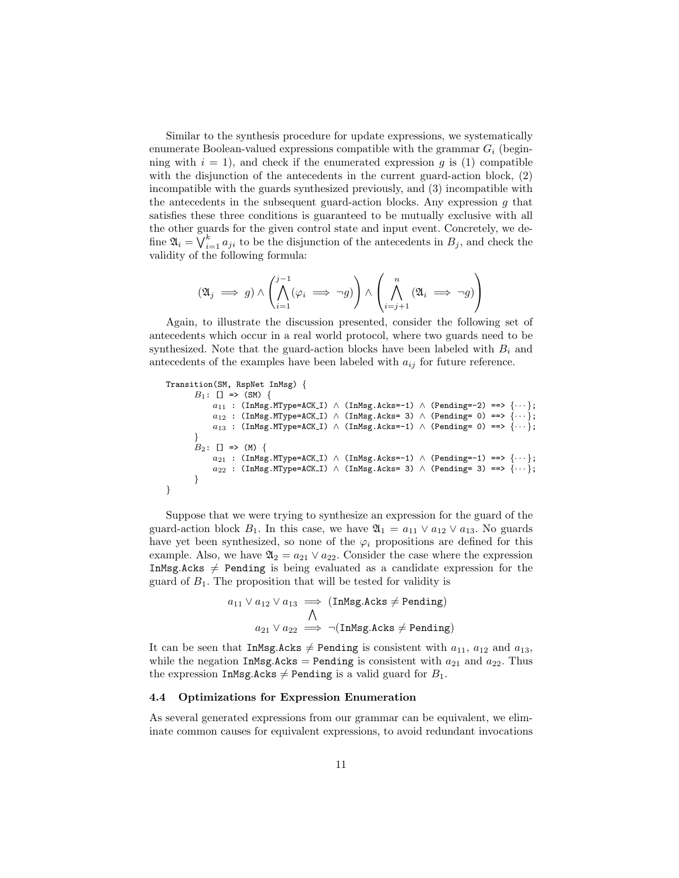Similar to the synthesis procedure for update expressions, we systematically enumerate Boolean-valued expressions compatible with the grammar $G_i$ (beginning with $i = 1$), and check if the enumerated expression $g$ is (1) compatible with the disjunction of the antecedents in the current guard-action block, (2) incompatible with the guards synthesized previously, and (3) incompatible with the antecedents in the subsequent guard-action blocks. Any expression $g$ that satisfies these three conditions is guaranteed to be mutually exclusive with all the other guards for the given control state and input event. Concretely, we define $\mathfrak{A}_i = \bigvee_{i=1}^{k} a_{ji}$ to be the disjunction of the antecedents in $B_j$, and check the validity of the following formula:

$$(\mathfrak{A}_j \implies g) \wedge \left( \bigwedge_{i=1}^{j-1} (\varphi_i \implies \neg g) \right) \wedge \left( \bigwedge_{i=j+1}^{n} (\mathfrak{A}_i \implies \neg g) \right)$$

Again, to illustrate the discussion presented, consider the following set of antecedents which occur in a real world protocol, where two guards need to be synthesized. Note that the guard-action blocks have been labeled with $B_i$ and antecedents of the examples have been labeled with $a_{ij}$ for future reference.

```
Transition(SM, RspNet InMsg) {
      B1: [] => (SM) {
          a11 : (InMsg.MType=ACK_I) ∧ (InMsg.Acks=-1) ∧ (Pending=-2) ==> {···};
          a12 : (InMsg.MType=ACK_I) ∧ (InMsg.Acks= 3) ∧ (Pending= 0) ==> {···};
          a13 : (InMsg.MType=ACK_I) ∧ (InMsg.Acks=-1) ∧ (Pending= 0) ==> {···};
      }
      B2: [] => (M) {
          a21 : (InMsg.MType=ACK_I) ∧ (InMsg.Acks=-1) ∧ (Pending=-1) ==> {···};
          a22 : (InMsg.MType=ACK_I) ∧ (InMsg.Acks= 3) ∧ (Pending= 3) ==> {···};
      }
}
```

Suppose that we were trying to synthesize an expression for the guard of the guard-action block $B_1$. In this case, we have $\mathfrak{A}_1 = a_{11} \vee a_{12} \vee a_{13}$. No guards have yet been synthesized, so none of the $\varphi_i$ propositions are defined for this example. Also, we have $\mathfrak{A}_2 = a_{21} \vee a_{22}$. Consider the case where the expression $\texttt{InMsg.Acks} \neq \texttt{Pending}$ is being evaluated as a candidate expression for the guard of $B_1$. The proposition that will be tested for validity is

$$\begin{array}{c} a_{11} \vee a_{12} \vee a_{13} \implies (\texttt{InMsg.Acks} \neq \texttt{Pending}) \\ \bigwedge \\ a_{21} \vee a_{22} \implies \neg(\texttt{InMsg.Acks} \neq \texttt{Pending}) \end{array}$$

It can be seen that $\texttt{InMsg.Acks} \neq \texttt{Pending}$ is consistent with $a_{11}$, $a_{12}$ and $a_{13}$, while the negation $\texttt{InMsg.Acks} = \texttt{Pending}$ is consistent with $a_{21}$ and $a_{22}$. Thus the expression $\texttt{InMsg.Acks} \neq \texttt{Pending}$ is a valid guard for $B_1$.

### 4.4 Optimizations for Expression Enumeration

As several generated expressions from our grammar can be equivalent, we eliminate common causes for equivalent expressions, to avoid redundant invocations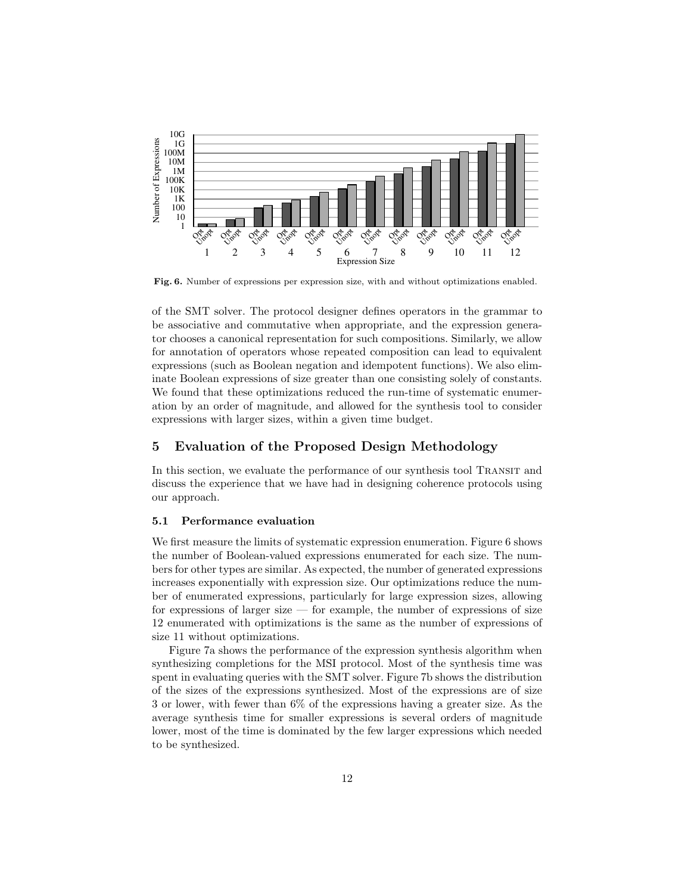**Fig. 6.** Number of expressions per expression size, with and without optimizations enabled.

of the SMT solver. The protocol designer defines operators in the grammar to be associative and commutative when appropriate, and the expression generator chooses a canonical representation for such compositions. Similarly, we allow for annotation of operators whose repeated composition can lead to equivalent expressions (such as Boolean negation and idempotent functions). We also eliminate Boolean expressions of size greater than one consisting solely of constants. We found that these optimizations reduced the run-time of systematic enumeration by an order of magnitude, and allowed for the synthesis tool to consider expressions with larger sizes, within a given time budget.

## 5 Evaluation of the Proposed Design Methodology

In this section, we evaluate the performance of our synthesis tool Transit and discuss the experience that we have had in designing coherence protocols using our approach.

### 5.1 Performance evaluation

We first measure the limits of systematic expression enumeration. Figure 6 shows the number of Boolean-valued expressions enumerated for each size. The numbers for other types are similar. As expected, the number of generated expressions increases exponentially with expression size. Our optimizations reduce the number of enumerated expressions, particularly for large expression sizes, allowing for expressions of larger size — for example, the number of expressions of size 12 enumerated with optimizations is the same as the number of expressions of size 11 without optimizations.

Figure 7a shows the performance of the expression synthesis algorithm when synthesizing completions for the MSI protocol. Most of the synthesis time was spent in evaluating queries with the SMT solver. Figure 7b shows the distribution of the sizes of the expressions synthesized. Most of the expressions are of size 3 or lower, with fewer than 6% of the expressions having a greater size. As the average synthesis time for smaller expressions is several orders of magnitude lower, most of the time is dominated by the few larger expressions which needed to be synthesized.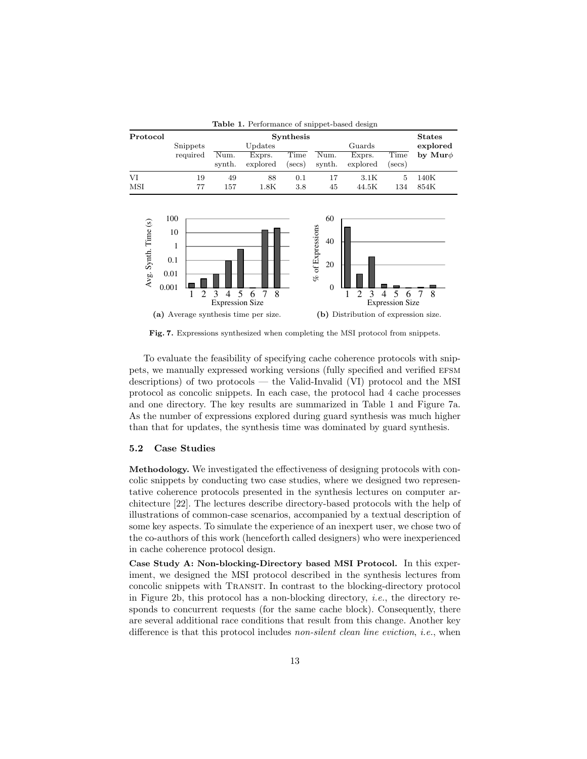**Table 1.** Performance of snippet-based design

| Protocol | Synthesis | | | | | | | States explored by Mur$\phi$ |
|---|---|---|---|---|---|---|---|---|
| | Snippets required | Updates | | | Guards | | | |
| | | Num. synth. | Exprs. explored | Time (secs) | Num. synth. | Exprs. explored | Time (secs) | |
| VI | 19 | 49 | 88 | 0.1 | 17 | 3.1K | 5 | 140K |
| MSI | 77 | 157 | 1.8K | 3.8 | 45 | 44.5K | 134 | 854K |

**(a)** Average synthesis time per size.

**(b)** Distribution of expression size.

**Fig. 7.** Expressions synthesized when completing the MSI protocol from snippets.

To evaluate the feasibility of specifying cache coherence protocols with snippets, we manually expressed working versions (fully specified and verified EFSM descriptions) of two protocols — the Valid-Invalid (VI) protocol and the MSI protocol as concolic snippets. In each case, the protocol had 4 cache processes and one directory. The key results are summarized in Table 1 and Figure 7a. As the number of expressions explored during guard synthesis was much higher than that for updates, the synthesis time was dominated by guard synthesis.

### 5.2 Case Studies

**Methodology.** We investigated the effectiveness of designing protocols with concolic snippets by conducting two case studies, where we designed two representative coherence protocols presented in the synthesis lectures on computer architecture [22]. The lectures describe directory-based protocols with the help of illustrations of common-case scenarios, accompanied by a textual description of some key aspects. To simulate the experience of an inexpert user, we chose two of the co-authors of this work (henceforth called designers) who were inexperienced in cache coherence protocol design.

**Case Study A: Non-blocking-Directory based MSI Protocol.** In this experiment, we designed the MSI protocol described in the synthesis lectures from concolic snippets with TRANSIT. In contrast to the blocking-directory protocol in Figure 2b, this protocol has a non-blocking directory, *i.e.*, the directory responds to concurrent requests (for the same cache block). Consequently, there are several additional race conditions that result from this change. Another key difference is that this protocol includes *non-silent clean line eviction*, *i.e.*, when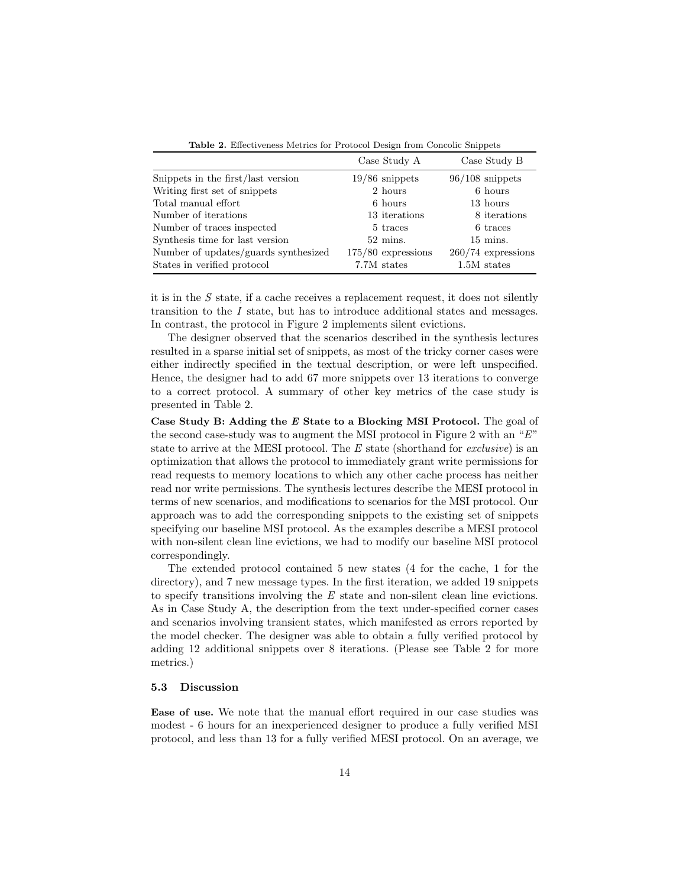**Table 2.** Effectiveness Metrics for Protocol Design from Concolic Snippets

| | Case Study A | Case Study B |
|---|---|---|
| Snippets in the first/last version | 19/86 snippets | 96/108 snippets |
| Writing first set of snippets | 2 hours | 6 hours |
| Total manual effort | 6 hours | 13 hours |
| Number of iterations | 13 iterations | 8 iterations |
| Number of traces inspected | 5 traces | 6 traces |
| Synthesis time for last version | 52 mins. | 15 mins. |
| Number of updates/guards synthesized | 175/80 expressions | 260/74 expressions |
| States in verified protocol | 7.7M states | 1.5M states |

it is in the $S$ state, if a cache receives a replacement request, it does not silently transition to the $I$ state, but has to introduce additional states and messages. In contrast, the protocol in Figure 2 implements silent evictions.

The designer observed that the scenarios described in the synthesis lectures resulted in a sparse initial set of snippets, as most of the tricky corner cases were either indirectly specified in the textual description, or were left unspecified. Hence, the designer had to add 67 more snippets over 13 iterations to converge to a correct protocol. A summary of other key metrics of the case study is presented in Table 2.

**Case Study B: Adding the *E* State to a Blocking MSI Protocol.** The goal of the second case-study was to augment the MSI protocol in Figure 2 with an "$E$" state to arrive at the MESI protocol. The $E$ state (shorthand for *exclusive*) is an optimization that allows the protocol to immediately grant write permissions for read requests to memory locations to which any other cache process has neither read nor write permissions. The synthesis lectures describe the MESI protocol in terms of new scenarios, and modifications to scenarios for the MSI protocol. Our approach was to add the corresponding snippets to the existing set of snippets specifying our baseline MSI protocol. As the examples describe a MESI protocol with non-silent clean line evictions, we had to modify our baseline MSI protocol correspondingly.

The extended protocol contained 5 new states (4 for the cache, 1 for the directory), and 7 new message types. In the first iteration, we added 19 snippets to specify transitions involving the $E$ state and non-silent clean line evictions. As in Case Study A, the description from the text under-specified corner cases and scenarios involving transient states, which manifested as errors reported by the model checker. The designer was able to obtain a fully verified protocol by adding 12 additional snippets over 8 iterations. (Please see Table 2 for more metrics.)

### 5.3 Discussion

**Ease of use.** We note that the manual effort required in our case studies was modest - 6 hours for an inexperienced designer to produce a fully verified MSI protocol, and less than 13 for a fully verified MESI protocol. On an average, we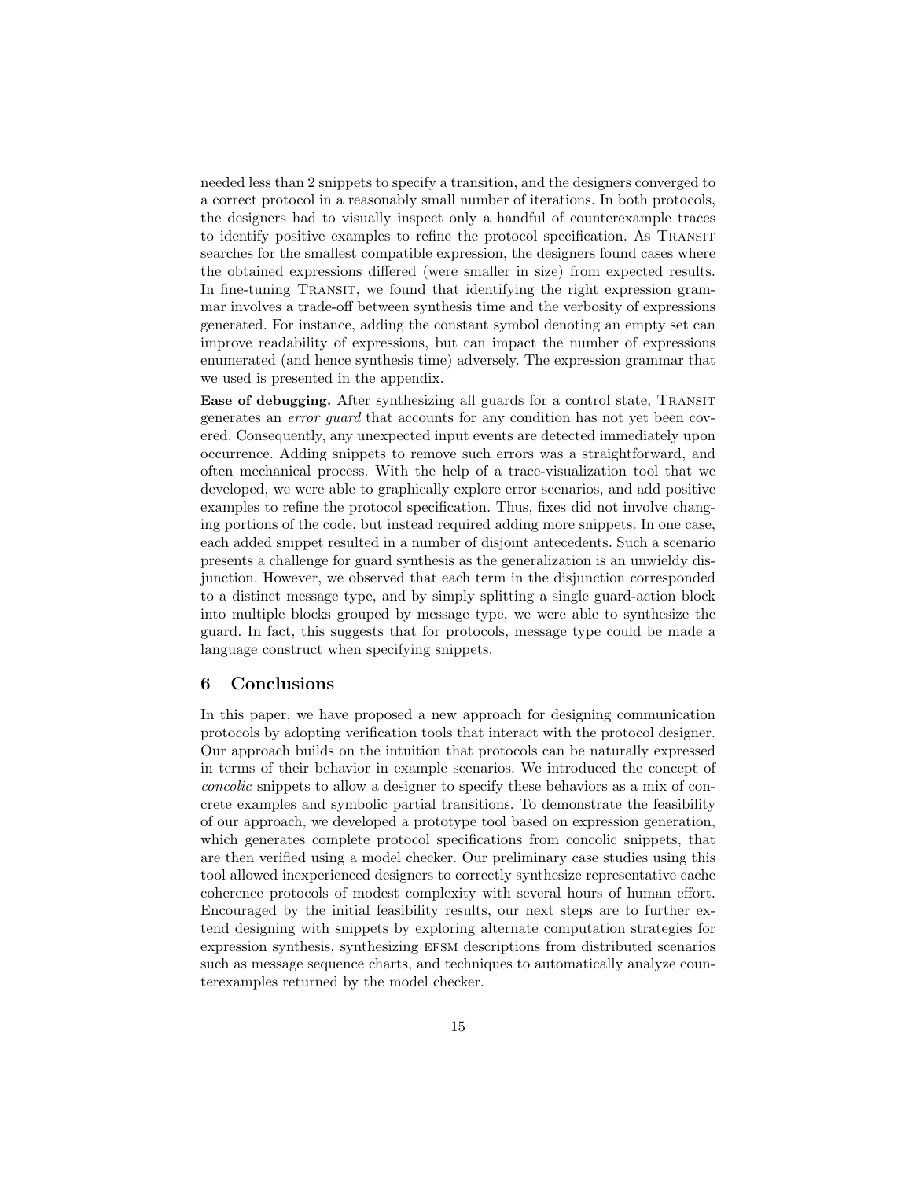needed less than 2 snippets to specify a transition, and the designers converged to a correct protocol in a reasonably small number of iterations. In both protocols, the designers had to visually inspect only a handful of counterexample traces to identify positive examples to refine the protocol specification. As Transit searches for the smallest compatible expression, the designers found cases where the obtained expressions differed (were smaller in size) from expected results. In fine-tuning Transit, we found that identifying the right expression grammar involves a trade-off between synthesis time and the verbosity of expressions generated. For instance, adding the constant symbol denoting an empty set can improve readability of expressions, but can impact the number of expressions enumerated (and hence synthesis time) adversely. The expression grammar that we used is presented in the appendix.

**Ease of debugging.** After synthesizing all guards for a control state, Transit generates an *error guard* that accounts for any condition has not yet been covered. Consequently, any unexpected input events are detected immediately upon occurrence. Adding snippets to remove such errors was a straightforward, and often mechanical process. With the help of a trace-visualization tool that we developed, we were able to graphically explore error scenarios, and add positive examples to refine the protocol specification. Thus, fixes did not involve changing portions of the code, but instead required adding more snippets. In one case, each added snippet resulted in a number of disjoint antecedents. Such a scenario presents a challenge for guard synthesis as the generalization is an unwieldy disjunction. However, we observed that each term in the disjunction corresponded to a distinct message type, and by simply splitting a single guard-action block into multiple blocks grouped by message type, we were able to synthesize the guard. In fact, this suggests that for protocols, message type could be made a language construct when specifying snippets.

## 6 Conclusions

In this paper, we have proposed a new approach for designing communication protocols by adopting verification tools that interact with the protocol designer. Our approach builds on the intuition that protocols can be naturally expressed in terms of their behavior in example scenarios. We introduced the concept of *concolic* snippets to allow a designer to specify these behaviors as a mix of concrete examples and symbolic partial transitions. To demonstrate the feasibility of our approach, we developed a prototype tool based on expression generation, which generates complete protocol specifications from concolic snippets, that are then verified using a model checker. Our preliminary case studies using this tool allowed inexperienced designers to correctly synthesize representative cache coherence protocols of modest complexity with several hours of human effort. Encouraged by the initial feasibility results, our next steps are to further extend designing with snippets by exploring alternate computation strategies for expression synthesis, synthesizing efsm descriptions from distributed scenarios such as message sequence charts, and techniques to automatically analyze counterexamples returned by the model checker.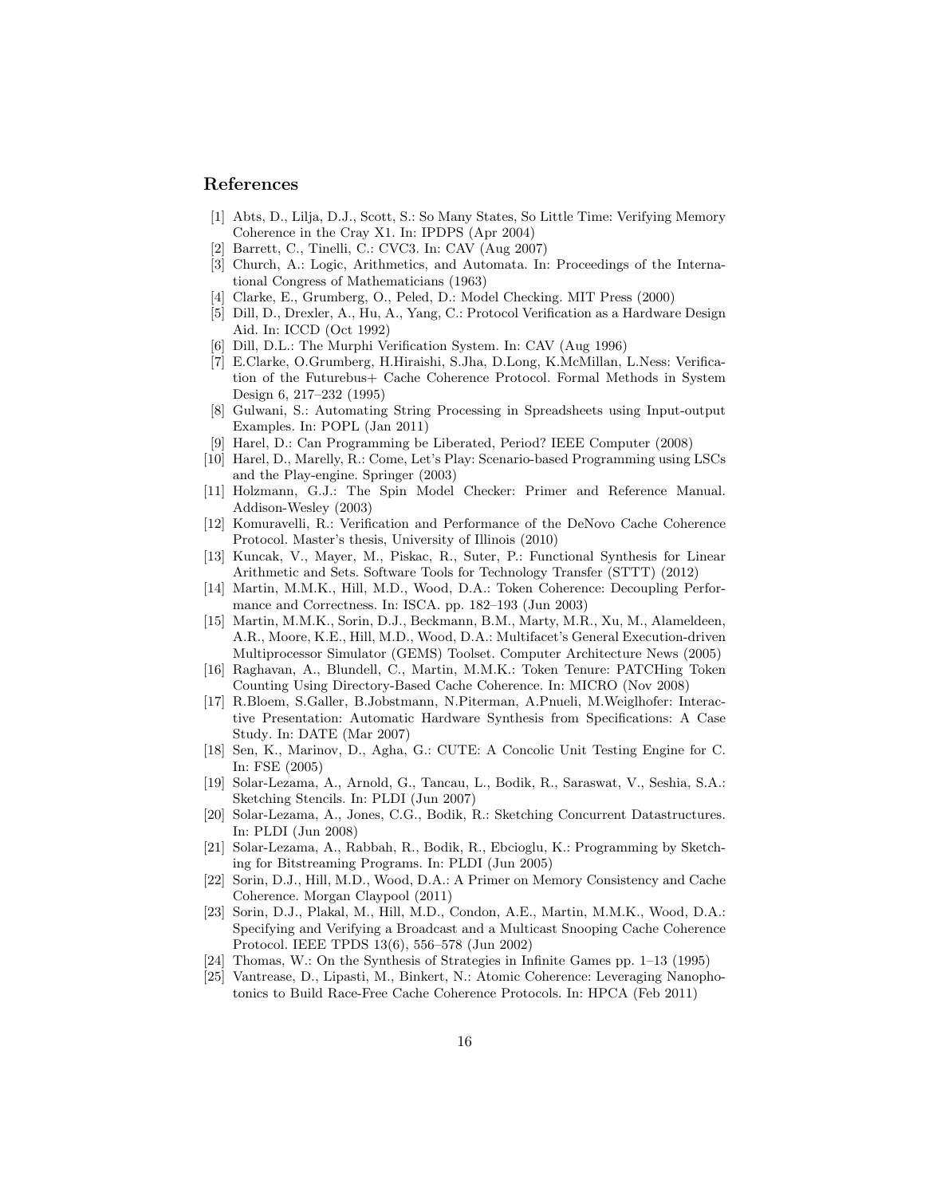## References

1. [1] Abts, D., Lilja, D.J., Scott, S.: So Many States, So Little Time: Verifying Memory Coherence in the Cray X1. In: IPDPS (Apr 2004)
2. [2] Barrett, C., Tinelli, C.: CVC3. In: CAV (Aug 2007)
3. [3] Church, A.: Logic, Arithmetics, and Automata. In: Proceedings of the International Congress of Mathematicians (1963)
4. [4] Clarke, E., Grumberg, O., Peled, D.: Model Checking. MIT Press (2000)
5. [5] Dill, D., Drexler, A., Hu, A., Yang, C.: Protocol Verification as a Hardware Design Aid. In: ICCD (Oct 1992)
6. [6] Dill, D.L.: The Murphi Verification System. In: CAV (Aug 1996)
7. [7] E.Clarke, O.Grumberg, H.Hiraishi, S.Jha, D.Long, K.McMillan, L.Ness: Verification of the Futurebus+ Cache Coherence Protocol. Formal Methods in System Design 6, 217–232 (1995)
8. [8] Gulwani, S.: Automating String Processing in Spreadsheets using Input-output Examples. In: POPL (Jan 2011)
9. [9] Harel, D.: Can Programming be Liberated, Period? IEEE Computer (2008)
10. [10] Harel, D., Marelly, R.: Come, Let's Play: Scenario-based Programming using LSCs and the Play-engine. Springer (2003)
11. [11] Holzmann, G.J.: The Spin Model Checker: Primer and Reference Manual. Addison-Wesley (2003)
12. [12] Komuravelli, R.: Verification and Performance of the DeNovo Cache Coherence Protocol. Master's thesis, University of Illinois (2010)
13. [13] Kuncak, V., Mayer, M., Piskac, R., Suter, P.: Functional Synthesis for Linear Arithmetic and Sets. Software Tools for Technology Transfer (STTT) (2012)
14. [14] Martin, M.M.K., Hill, M.D., Wood, D.A.: Token Coherence: Decoupling Performance and Correctness. In: ISCA. pp. 182–193 (Jun 2003)
15. [15] Martin, M.M.K., Sorin, D.J., Beckmann, B.M., Marty, M.R., Xu, M., Alameldeen, A.R., Moore, K.E., Hill, M.D., Wood, D.A.: Multifacet's General Execution-driven Multiprocessor Simulator (GEMS) Toolset. Computer Architecture News (2005)
16. [16] Raghavan, A., Blundell, C., Martin, M.M.K.: Token Tenure: PATCHing Token Counting Using Directory-Based Cache Coherence. In: MICRO (Nov 2008)
17. [17] R.Bloem, S.Galler, B.Jobstmann, N.Piterman, A.Pnueli, M.Weiglhofer: Interactive Presentation: Automatic Hardware Synthesis from Specifications: A Case Study. In: DATE (Mar 2007)
18. [18] Sen, K., Marinov, D., Agha, G.: CUTE: A Concolic Unit Testing Engine for C. In: FSE (2005)
19. [19] Solar-Lezama, A., Arnold, G., Tancau, L., Bodik, R., Saraswat, V., Seshia, S.A.: Sketching Stencils. In: PLDI (Jun 2007)
20. [20] Solar-Lezama, A., Jones, C.G., Bodik, R.: Sketching Concurrent Datastructures. In: PLDI (Jun 2008)
21. [21] Solar-Lezama, A., Rabbah, R., Bodik, R., Ebcioglu, K.: Programming by Sketching for Bitstreaming Programs. In: PLDI (Jun 2005)
22. [22] Sorin, D.J., Hill, M.D., Wood, D.A.: A Primer on Memory Consistency and Cache Coherence. Morgan Claypool (2011)
23. [23] Sorin, D.J., Plakal, M., Hill, M.D., Condon, A.E., Martin, M.M.K., Wood, D.A.: Specifying and Verifying a Broadcast and a Multicast Snooping Cache Coherence Protocol. IEEE TPDS 13(6), 556–578 (Jun 2002)
24. [24] Thomas, W.: On the Synthesis of Strategies in Infinite Games pp. 1–13 (1995)
25. [25] Vantrease, D., Lipasti, M., Binkert, N.: Atomic Coherence: Leveraging Nanophotonics to Build Race-Free Cache Coherence Protocols. In: HPCA (Feb 2011)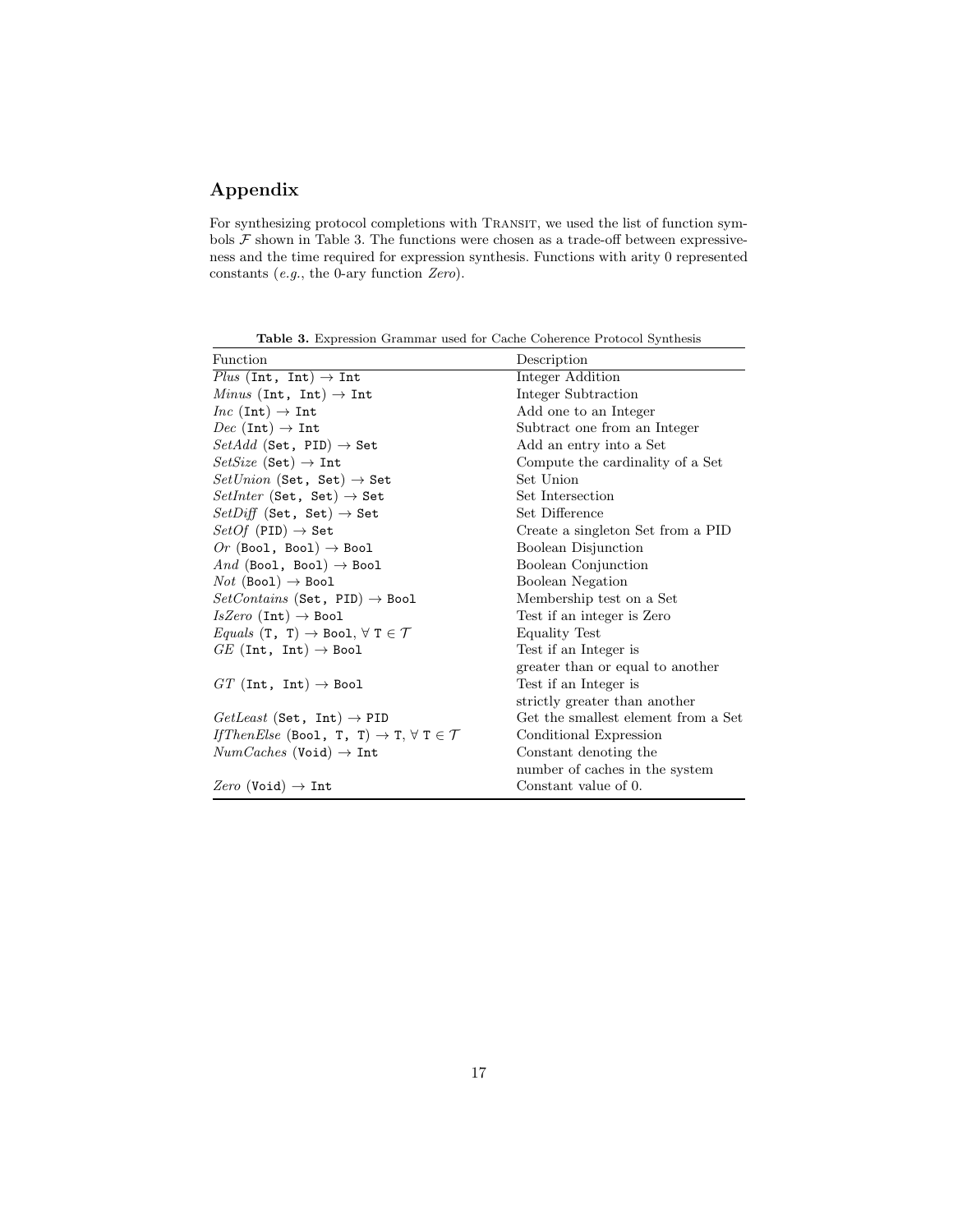## Appendix

For synthesizing protocol completions with TRANSIT, we used the list of function symbols $\mathcal{F}$ shown in Table 3. The functions were chosen as a trade-off between expressiveness and the time required for expression synthesis. Functions with arity 0 represented constants (*e.g.*, the 0-ary function *Zero*).

**Table 3.** Expression Grammar used for Cache Coherence Protocol Synthesis

| Function | Description |
|---|---|
| *Plus* (`Int, Int`) $\rightarrow$ `Int` | Integer Addition |
| *Minus* (`Int, Int`) $\rightarrow$ `Int` | Integer Subtraction |
| *Inc* (`Int`) $\rightarrow$ `Int` | Add one to an Integer |
| *Dec* (`Int`) $\rightarrow$ `Int` | Subtract one from an Integer |
| *SetAdd* (`Set, PID`) $\rightarrow$ `Set` | Add an entry into a Set |
| *SetSize* (`Set`) $\rightarrow$ `Int` | Compute the cardinality of a Set |
| *SetUnion* (`Set, Set`) $\rightarrow$ `Set` | Set Union |
| *SetInter* (`Set, Set`) $\rightarrow$ `Set` | Set Intersection |
| *SetDiff* (`Set, Set`) $\rightarrow$ `Set` | Set Difference |
| *SetOf* (`PID`) $\rightarrow$ `Set` | Create a singleton Set from a PID |
| *Or* (`Bool, Bool`) $\rightarrow$ `Bool` | Boolean Disjunction |
| *And* (`Bool, Bool`) $\rightarrow$ `Bool` | Boolean Conjunction |
| *Not* (`Bool`) $\rightarrow$ `Bool` | Boolean Negation |
| *SetContains* (`Set, PID`) $\rightarrow$ `Bool` | Membership test on a Set |
| *IsZero* (`Int`) $\rightarrow$ `Bool` | Test if an integer is Zero |
| *Equals* (`T, T`) $\rightarrow$ `Bool`, $\forall$ `T` $\in \mathcal{T}$ | Equality Test |
| *GE* (`Int, Int`) $\rightarrow$ `Bool` | Test if an Integer is greater than or equal to another |
| *GT* (`Int, Int`) $\rightarrow$ `Bool` | Test if an Integer is strictly greater than another |
| *GetLeast* (`Set, Int`) $\rightarrow$ `PID` | Get the smallest element from a Set |
| *IfThenElse* (`Bool, T, T`) $\rightarrow$ `T`, $\forall$ `T` $\in \mathcal{T}$ | Conditional Expression |
| *NumCaches* (`Void`) $\rightarrow$ `Int` | Constant denoting the number of caches in the system |
| *Zero* (`Void`) $\rightarrow$ `Int` | Constant value of 0. |